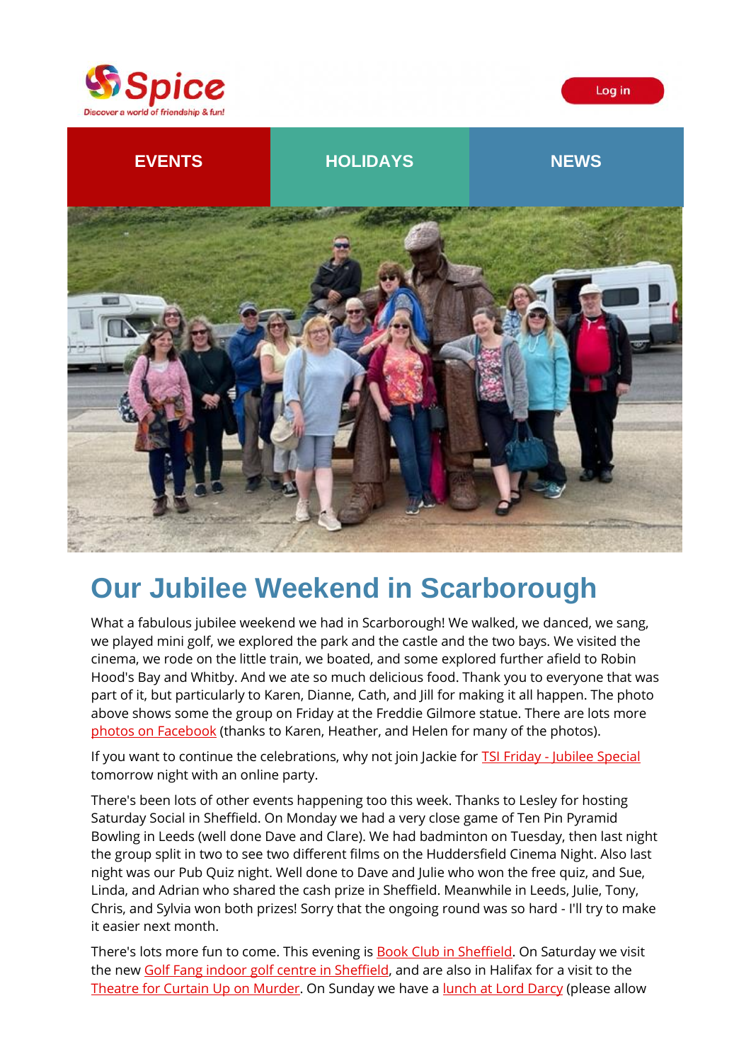Spice

Discover a world of friendship & fun!

Log in

EVENTS | HOLIDAYS | NEWS

# Our Jubilee Weekend in Scarborough

What a fabulous jubilee weekend we had in Scarborough! We walked, we danced, we sang, we played mini golf, we explored the park and the castle and the two bays. We visited the cinema, we rode on the little train, we boated, and some explored further afield to Robin Hood's Bay and Whitby. And we ate so much delicious food. Thank you to everyone that was part of it, but particularly to Karen, Dianne, Cath, and Jill for making it all happen. The photo above shows some the group on Friday at the Freddie Gilmore statue. There are lots more photos on Facebook (thanks to Karen, Heather, and Helen for many of the photos).

If you want to continue the celebrations, why not join Jackie for TSI Friday - Jubilee Special tomorrow night with an online party.

There's been lots of other events happening too this week. Thanks to Lesley for hosting Saturday Social in Sheffield. On Monday we had a very close game of Ten Pin Pyramid Bowling in Leeds (well done Dave and Clare). We had badminton on Tuesday, then last night the group split in two to see two different films on the Huddersfield Cinema Night. Also last night was our Pub Quiz night. Well done to Dave and Julie who won the free quiz, and Sue, Linda, and Adrian who shared the cash prize in Sheffield. Meanwhile in Leeds, Julie, Tony, Chris, and Sylvia won both prizes! Sorry that the ongoing round was so hard - I'll try to make it easier next month.

There's lots more fun to come. This evening is Book Club in Sheffield. On Saturday we visit the new Golf Fang indoor golf centre in Sheffield, and are also in Halifax for a visit to the Theatre for Curtain Up on Murder. On Sunday we have a lunch at Lord Darcy (please allow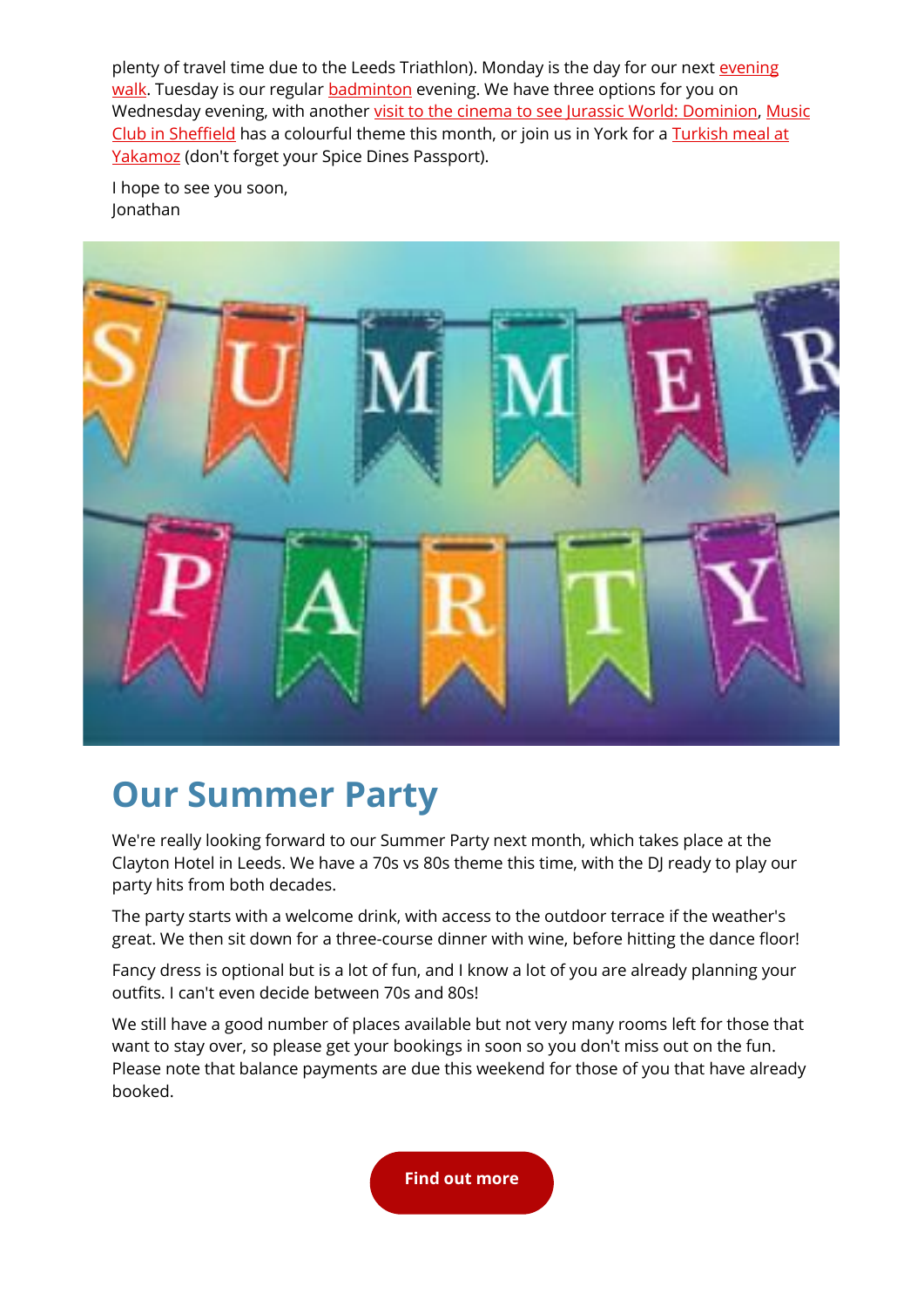plenty of travel time due to the Leeds Triathlon). Monday is the day for our next evening walk. Tuesday is our regular badminton evening. We have three options for you on Wednesday evening, with another visit to the cinema to see Jurassic World: Dominion, Music Club in Sheffield has a colourful theme this month, or join us in York for a Turkish meal at Yakamoz (don't forget your Spice Dines Passport).

I hope to see you soon,
Jonathan

## Our Summer Party

We're really looking forward to our Summer Party next month, which takes place at the Clayton Hotel in Leeds. We have a 70s vs 80s theme this time, with the DJ ready to play our party hits from both decades.

The party starts with a welcome drink, with access to the outdoor terrace if the weather's great. We then sit down for a three-course dinner with wine, before hitting the dance floor!

Fancy dress is optional but is a lot of fun, and I know a lot of you are already planning your outfits. I can't even decide between 70s and 80s!

We still have a good number of places available but not very many rooms left for those that want to stay over, so please get your bookings in soon so you don't miss out on the fun. Please note that balance payments are due this weekend for those of you that have already booked.

**Find out more**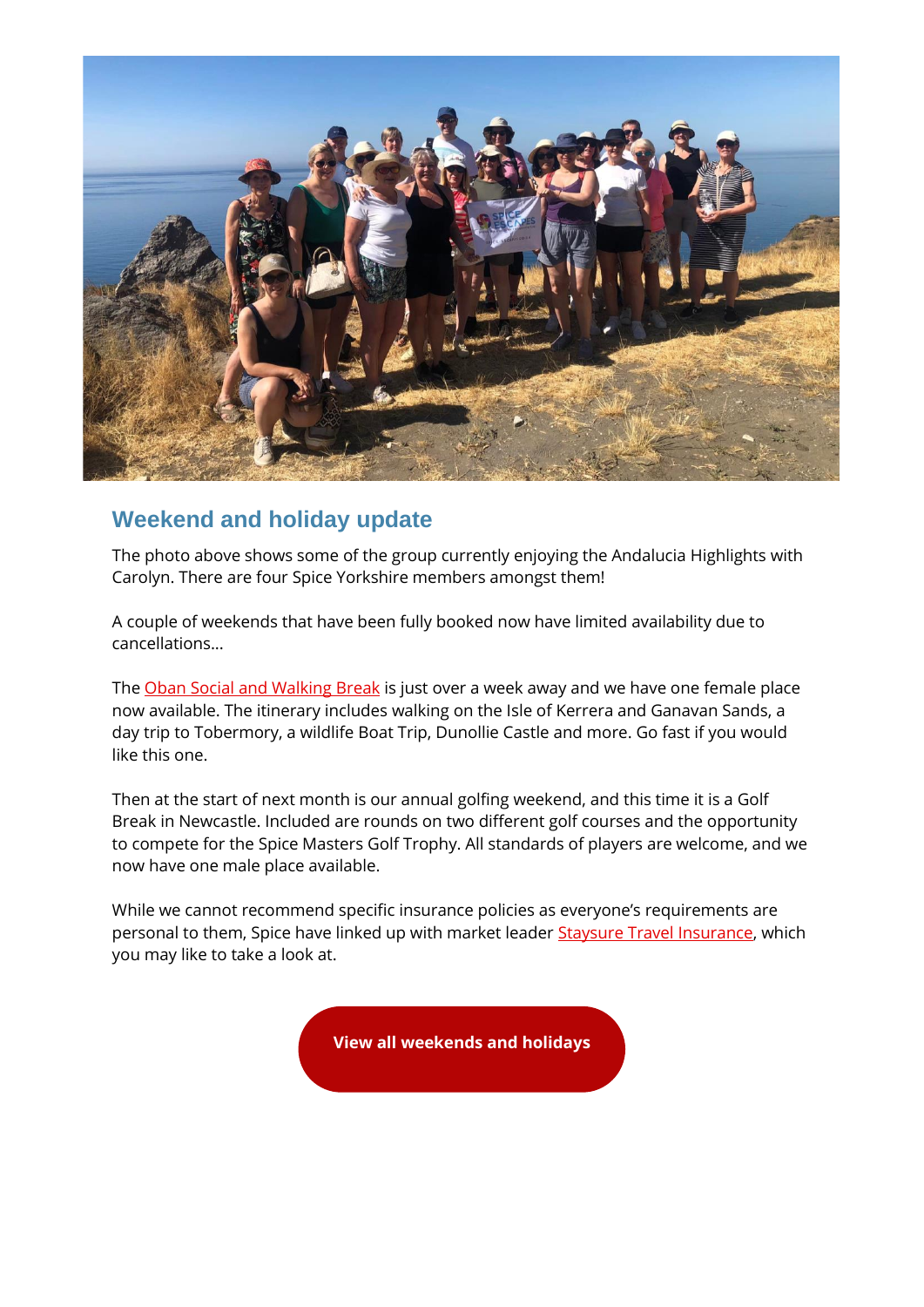## Weekend and holiday update

The photo above shows some of the group currently enjoying the Andalucia Highlights with Carolyn. There are four Spice Yorkshire members amongst them!

A couple of weekends that have been fully booked now have limited availability due to cancellations...

The Oban Social and Walking Break is just over a week away and we have one female place now available. The itinerary includes walking on the Isle of Kerrera and Ganavan Sands, a day trip to Tobermory, a wildlife Boat Trip, Dunollie Castle and more. Go fast if you would like this one.

Then at the start of next month is our annual golfing weekend, and this time it is a Golf Break in Newcastle. Included are rounds on two different golf courses and the opportunity to compete for the Spice Masters Golf Trophy. All standards of players are welcome, and we now have one male place available.

While we cannot recommend specific insurance policies as everyone's requirements are personal to them, Spice have linked up with market leader Staysure Travel Insurance, which you may like to take a look at.

**View all weekends and holidays**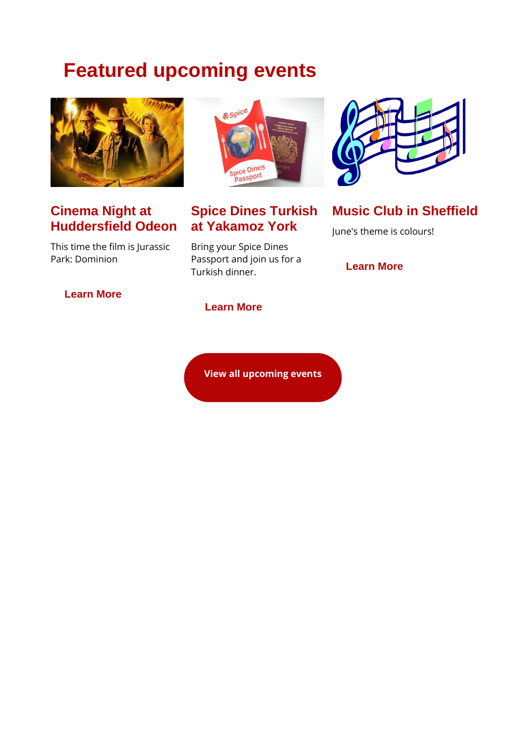# Featured upcoming events

### Cinema Night at Huddersfield Odeon

This time the film is Jurassic Park: Dominion

**Learn More**

### Spice Dines Turkish at Yakamoz York

Bring your Spice Dines Passport and join us for a Turkish dinner.

**Learn More**

### Music Club in Sheffield

June's theme is colours!

**Learn More**

**View all upcoming events**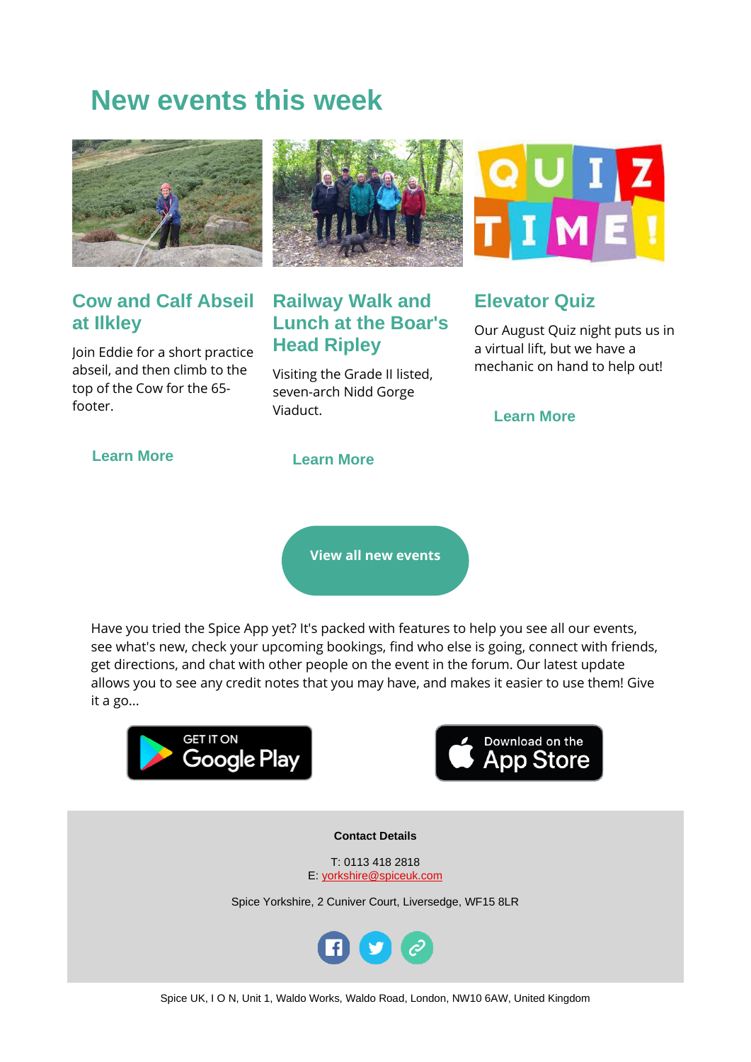# New events this week

### Cow and Calf Abseil at Ilkley

Join Eddie for a short practice abseil, and then climb to the top of the Cow for the 65-footer.

Learn More

### Railway Walk and Lunch at the Boar's Head Ripley

Visiting the Grade II listed, seven-arch Nidd Gorge Viaduct.

Learn More

### Elevator Quiz

Our August Quiz night puts us in a virtual lift, but we have a mechanic on hand to help out!

Learn More

View all new events

Have you tried the Spice App yet? It's packed with features to help you see all our events, see what's new, check your upcoming bookings, find who else is going, connect with friends, get directions, and chat with other people on the event in the forum. Our latest update allows you to see any credit notes that you may have, and makes it easier to use them! Give it a go...

GET IT ON Google Play

Download on the App Store

**Contact Details**

T: 0113 418 2818
E: yorkshire@spiceuk.com

Spice Yorkshire, 2 Cuniver Court, Liversedge, WF15 8LR

Spice UK, I O N, Unit 1, Waldo Works, Waldo Road, London, NW10 6AW, United Kingdom